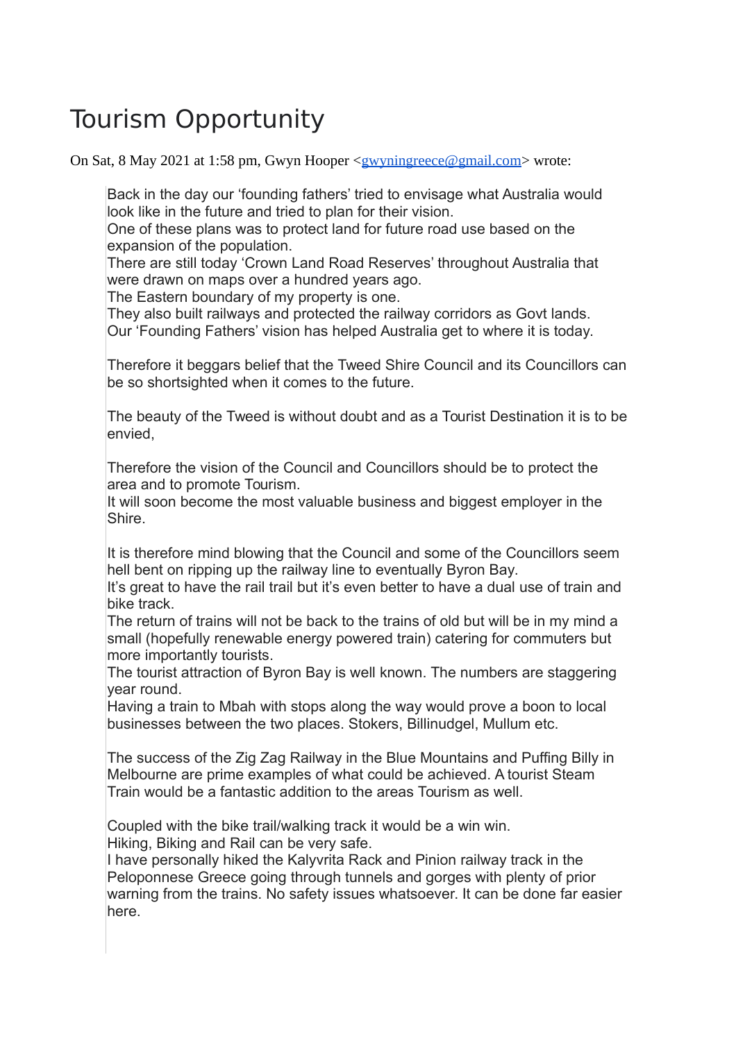# Tourism Opportunity

On Sat, 8 May 2021 at 1:58 pm, Gwyn Hooper <gwyningreece@gmail.com> wrote:

> Back in the day our 'founding fathers' tried to envisage what Australia would look like in the future and tried to plan for their vision.
> One of these plans was to protect land for future road use based on the expansion of the population.
> There are still today 'Crown Land Road Reserves' throughout Australia that were drawn on maps over a hundred years ago.
> The Eastern boundary of my property is one.
> They also built railways and protected the railway corridors as Govt lands.
> Our 'Founding Fathers' vision has helped Australia get to where it is today.
>
> Therefore it beggars belief that the Tweed Shire Council and its Councillors can be so shortsighted when it comes to the future.
>
> The beauty of the Tweed is without doubt and as a Tourist Destination it is to be envied,
>
> Therefore the vision of the Council and Councillors should be to protect the area and to promote Tourism.
> It will soon become the most valuable business and biggest employer in the Shire.
>
> It is therefore mind blowing that the Council and some of the Councillors seem hell bent on ripping up the railway line to eventually Byron Bay.
> It's great to have the rail trail but it's even better to have a dual use of train and bike track.
> The return of trains will not be back to the trains of old but will be in my mind a small (hopefully renewable energy powered train) catering for commuters but more importantly tourists.
> The tourist attraction of Byron Bay is well known. The numbers are staggering year round.
> Having a train to Mbah with stops along the way would prove a boon to local businesses between the two places. Stokers, Billinudgel, Mullum etc.
>
> The success of the Zig Zag Railway in the Blue Mountains and Puffing Billy in Melbourne are prime examples of what could be achieved. A tourist Steam Train would be a fantastic addition to the areas Tourism as well.
>
> Coupled with the bike trail/walking track it would be a win win.
> Hiking, Biking and Rail can be very safe.
> I have personally hiked the Kalyvrita Rack and Pinion railway track in the Peloponnese Greece going through tunnels and gorges with plenty of prior warning from the trains. No safety issues whatsoever. It can be done far easier here.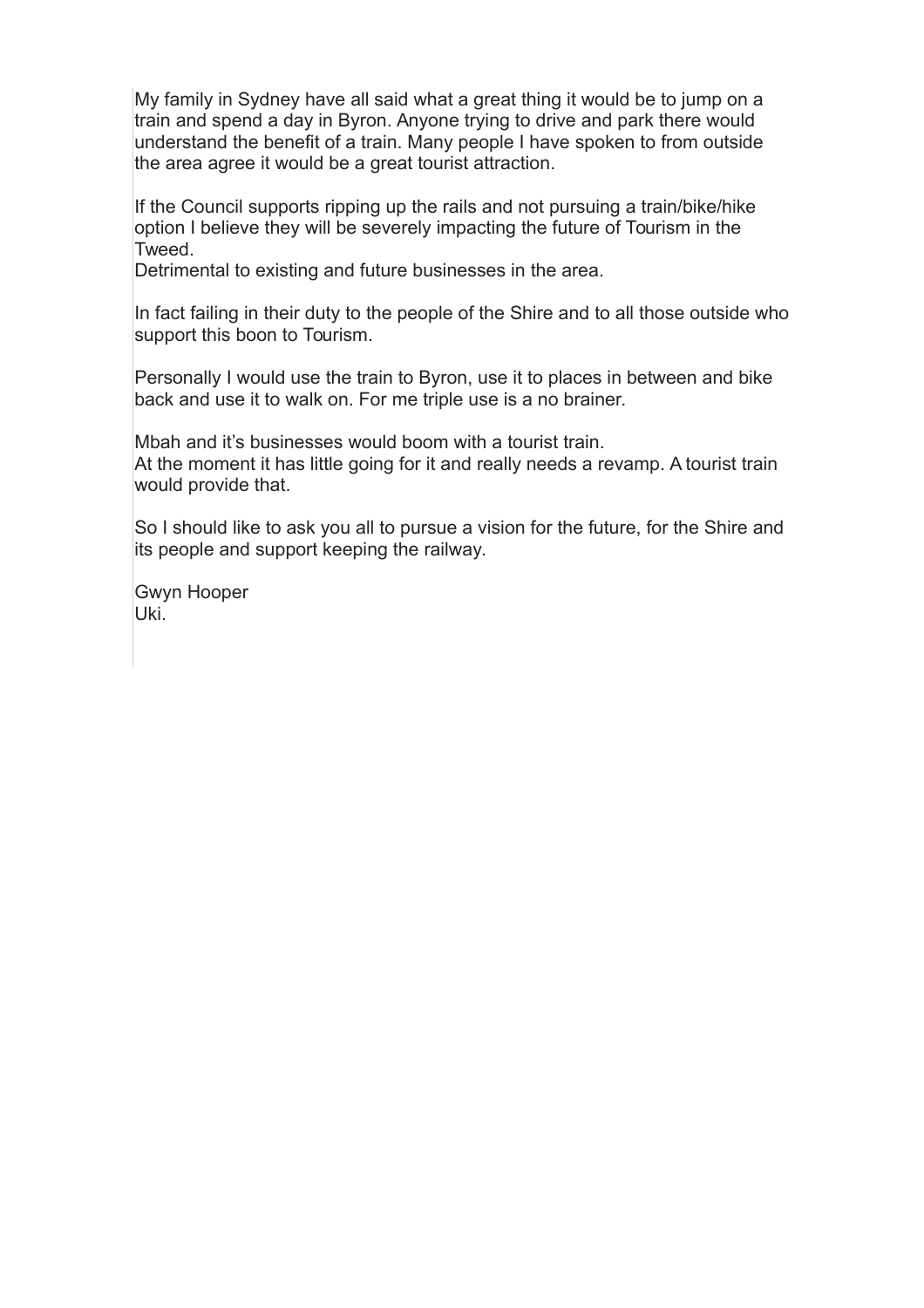My family in Sydney have all said what a great thing it would be to jump on a train and spend a day in Byron. Anyone trying to drive and park there would understand the benefit of a train. Many people I have spoken to from outside the area agree it would be a great tourist attraction.

If the Council supports ripping up the rails and not pursuing a train/bike/hike option I believe they will be severely impacting the future of Tourism in the Tweed.
Detrimental to existing and future businesses in the area.

In fact failing in their duty to the people of the Shire and to all those outside who support this boon to Tourism.

Personally I would use the train to Byron, use it to places in between and bike back and use it to walk on. For me triple use is a no brainer.

Mbah and it's businesses would boom with a tourist train.
At the moment it has little going for it and really needs a revamp. A tourist train would provide that.

So I should like to ask you all to pursue a vision for the future, for the Shire and its people and support keeping the railway.

Gwyn Hooper
Uki.